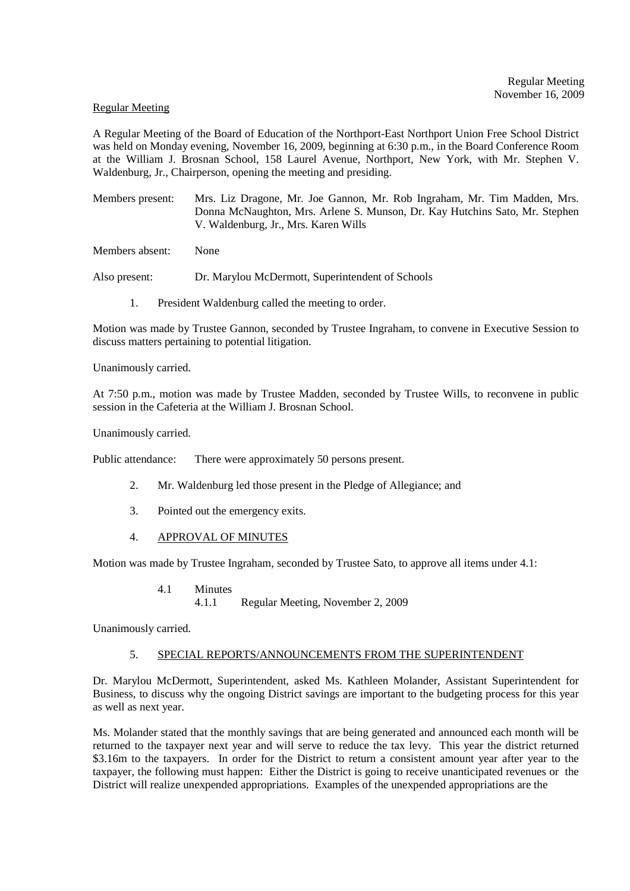Regular Meeting

A Regular Meeting of the Board of Education of the Northport-East Northport Union Free School District was held on Monday evening, November 16, 2009, beginning at 6:30 p.m., in the Board Conference Room at the William J. Brosnan School, 158 Laurel Avenue, Northport, New York, with Mr. Stephen V. Waldenburg, Jr., Chairperson, opening the meeting and presiding.

Members present: Mrs. Liz Dragone, Mr. Joe Gannon, Mr. Rob Ingraham, Mr. Tim Madden, Mrs. Donna McNaughton, Mrs. Arlene S. Munson, Dr. Kay Hutchins Sato, Mr. Stephen V. Waldenburg, Jr., Mrs. Karen Wills

Members absent: None

Also present: Dr. Marylou McDermott, Superintendent of Schools

1. President Waldenburg called the meeting to order.

Motion was made by Trustee Gannon, seconded by Trustee Ingraham, to convene in Executive Session to discuss matters pertaining to potential litigation.

Unanimously carried.

At 7:50 p.m., motion was made by Trustee Madden, seconded by Trustee Wills, to reconvene in public session in the Cafeteria at the William J. Brosnan School.

Unanimously carried.

Public attendance: There were approximately 50 persons present.

2. Mr. Waldenburg led those present in the Pledge of Allegiance; and

3. Pointed out the emergency exits.

4. APPROVAL OF MINUTES

Motion was made by Trustee Ingraham, seconded by Trustee Sato, to approve all items under 4.1:

4.1 Minutes
 4.1.1 Regular Meeting, November 2, 2009

Unanimously carried.

5. SPECIAL REPORTS/ANNOUNCEMENTS FROM THE SUPERINTENDENT

Dr. Marylou McDermott, Superintendent, asked Ms. Kathleen Molander, Assistant Superintendent for Business, to discuss why the ongoing District savings are important to the budgeting process for this year as well as next year.

Ms. Molander stated that the monthly savings that are being generated and announced each month will be returned to the taxpayer next year and will serve to reduce the tax levy. This year the district returned $3.16m to the taxpayers. In order for the District to return a consistent amount year after year to the taxpayer, the following must happen: Either the District is going to receive unanticipated revenues or the District will realize unexpended appropriations. Examples of the unexpended appropriations are the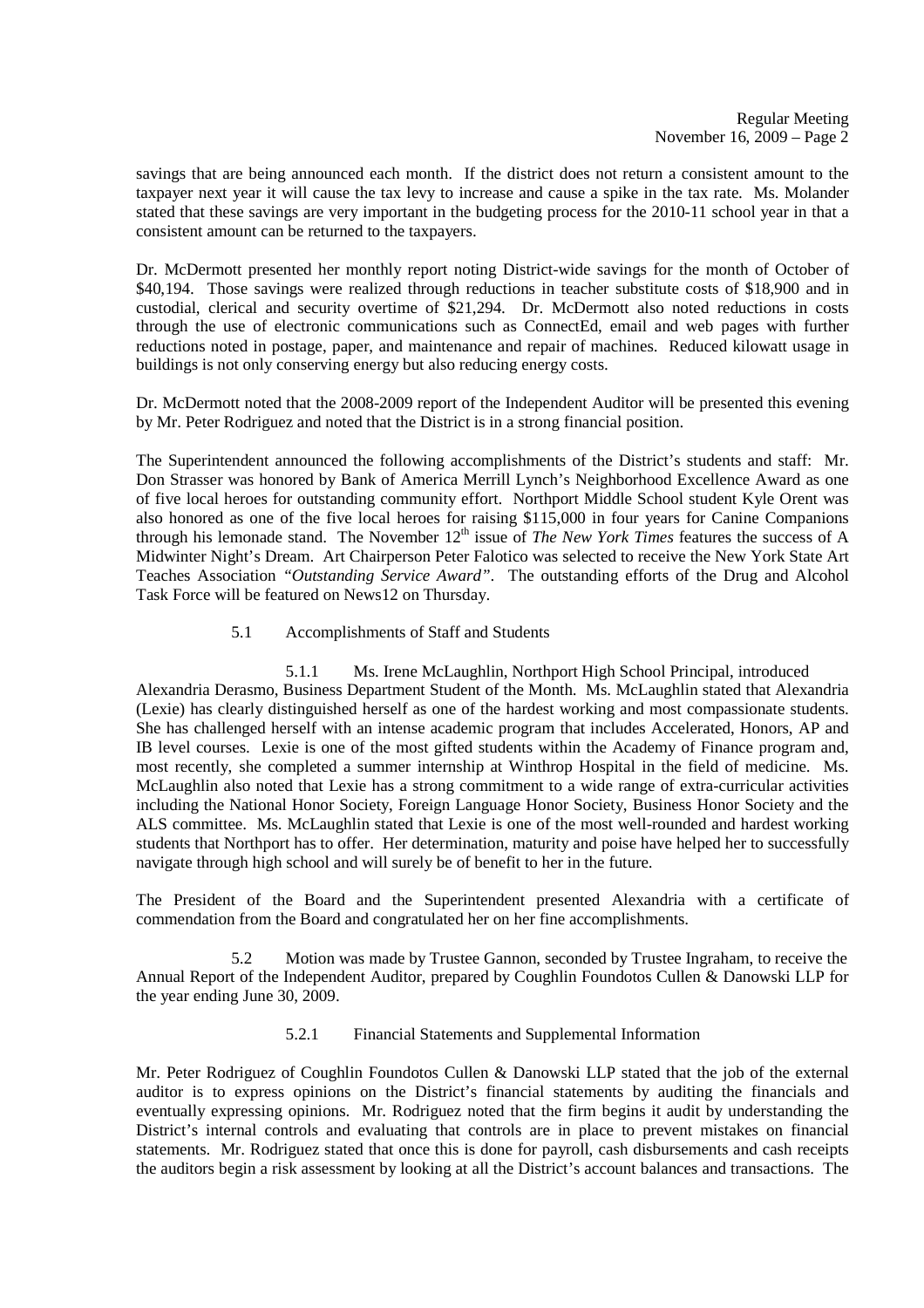savings that are being announced each month. If the district does not return a consistent amount to the taxpayer next year it will cause the tax levy to increase and cause a spike in the tax rate. Ms. Molander stated that these savings are very important in the budgeting process for the 2010-11 school year in that a consistent amount can be returned to the taxpayers.

Dr. McDermott presented her monthly report noting District-wide savings for the month of October of \$40,194. Those savings were realized through reductions in teacher substitute costs of \$18,900 and in custodial, clerical and security overtime of \$21,294. Dr. McDermott also noted reductions in costs through the use of electronic communications such as ConnectEd, email and web pages with further reductions noted in postage, paper, and maintenance and repair of machines. Reduced kilowatt usage in buildings is not only conserving energy but also reducing energy costs.

Dr. McDermott noted that the 2008-2009 report of the Independent Auditor will be presented this evening by Mr. Peter Rodriguez and noted that the District is in a strong financial position.

The Superintendent announced the following accomplishments of the District's students and staff: Mr. Don Strasser was honored by Bank of America Merrill Lynch's Neighborhood Excellence Award as one of five local heroes for outstanding community effort. Northport Middle School student Kyle Orent was also honored as one of the five local heroes for raising \$115,000 in four years for Canine Companions through his lemonade stand. The November 12th issue of *The New York Times* features the success of A Midwinter Night's Dream. Art Chairperson Peter Falotico was selected to receive the New York State Art Teaches Association "*Outstanding Service Award*". The outstanding efforts of the Drug and Alcohol Task Force will be featured on News12 on Thursday.

5.1 Accomplishments of Staff and Students

5.1.1 Ms. Irene McLaughlin, Northport High School Principal, introduced Alexandria Derasmo, Business Department Student of the Month. Ms. McLaughlin stated that Alexandria (Lexie) has clearly distinguished herself as one of the hardest working and most compassionate students. She has challenged herself with an intense academic program that includes Accelerated, Honors, AP and IB level courses. Lexie is one of the most gifted students within the Academy of Finance program and, most recently, she completed a summer internship at Winthrop Hospital in the field of medicine. Ms. McLaughlin also noted that Lexie has a strong commitment to a wide range of extra-curricular activities including the National Honor Society, Foreign Language Honor Society, Business Honor Society and the ALS committee. Ms. McLaughlin stated that Lexie is one of the most well-rounded and hardest working students that Northport has to offer. Her determination, maturity and poise have helped her to successfully navigate through high school and will surely be of benefit to her in the future.

The President of the Board and the Superintendent presented Alexandria with a certificate of commendation from the Board and congratulated her on her fine accomplishments.

5.2 Motion was made by Trustee Gannon, seconded by Trustee Ingraham, to receive the Annual Report of the Independent Auditor, prepared by Coughlin Foundotos Cullen & Danowski LLP for the year ending June 30, 2009.

5.2.1 Financial Statements and Supplemental Information

Mr. Peter Rodriguez of Coughlin Foundotos Cullen & Danowski LLP stated that the job of the external auditor is to express opinions on the District's financial statements by auditing the financials and eventually expressing opinions. Mr. Rodriguez noted that the firm begins it audit by understanding the District's internal controls and evaluating that controls are in place to prevent mistakes on financial statements. Mr. Rodriguez stated that once this is done for payroll, cash disbursements and cash receipts the auditors begin a risk assessment by looking at all the District's account balances and transactions. The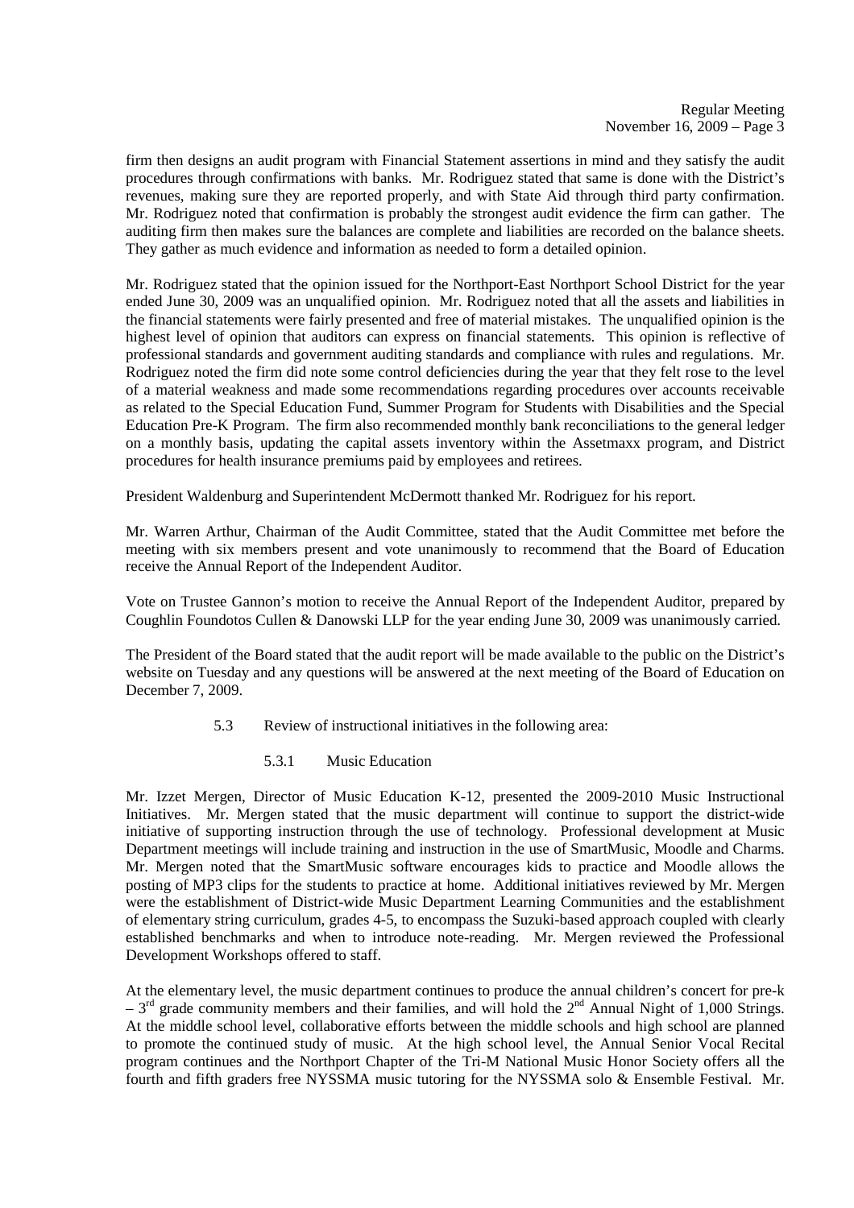firm then designs an audit program with Financial Statement assertions in mind and they satisfy the audit procedures through confirmations with banks. Mr. Rodriguez stated that same is done with the District's revenues, making sure they are reported properly, and with State Aid through third party confirmation. Mr. Rodriguez noted that confirmation is probably the strongest audit evidence the firm can gather. The auditing firm then makes sure the balances are complete and liabilities are recorded on the balance sheets. They gather as much evidence and information as needed to form a detailed opinion.

Mr. Rodriguez stated that the opinion issued for the Northport-East Northport School District for the year ended June 30, 2009 was an unqualified opinion. Mr. Rodriguez noted that all the assets and liabilities in the financial statements were fairly presented and free of material mistakes. The unqualified opinion is the highest level of opinion that auditors can express on financial statements. This opinion is reflective of professional standards and government auditing standards and compliance with rules and regulations. Mr. Rodriguez noted the firm did note some control deficiencies during the year that they felt rose to the level of a material weakness and made some recommendations regarding procedures over accounts receivable as related to the Special Education Fund, Summer Program for Students with Disabilities and the Special Education Pre-K Program. The firm also recommended monthly bank reconciliations to the general ledger on a monthly basis, updating the capital assets inventory within the Assetmaxx program, and District procedures for health insurance premiums paid by employees and retirees.

President Waldenburg and Superintendent McDermott thanked Mr. Rodriguez for his report.

Mr. Warren Arthur, Chairman of the Audit Committee, stated that the Audit Committee met before the meeting with six members present and vote unanimously to recommend that the Board of Education receive the Annual Report of the Independent Auditor.

Vote on Trustee Gannon's motion to receive the Annual Report of the Independent Auditor, prepared by Coughlin Foundotos Cullen & Danowski LLP for the year ending June 30, 2009 was unanimously carried.

The President of the Board stated that the audit report will be made available to the public on the District's website on Tuesday and any questions will be answered at the next meeting of the Board of Education on December 7, 2009.

5.3 Review of instructional initiatives in the following area:

5.3.1 Music Education

Mr. Izzet Mergen, Director of Music Education K-12, presented the 2009-2010 Music Instructional Initiatives. Mr. Mergen stated that the music department will continue to support the district-wide initiative of supporting instruction through the use of technology. Professional development at Music Department meetings will include training and instruction in the use of SmartMusic, Moodle and Charms. Mr. Mergen noted that the SmartMusic software encourages kids to practice and Moodle allows the posting of MP3 clips for the students to practice at home. Additional initiatives reviewed by Mr. Mergen were the establishment of District-wide Music Department Learning Communities and the establishment of elementary string curriculum, grades 4-5, to encompass the Suzuki-based approach coupled with clearly established benchmarks and when to introduce note-reading. Mr. Mergen reviewed the Professional Development Workshops offered to staff.

At the elementary level, the music department continues to produce the annual children's concert for pre-k – 3rd grade community members and their families, and will hold the 2nd Annual Night of 1,000 Strings. At the middle school level, collaborative efforts between the middle schools and high school are planned to promote the continued study of music. At the high school level, the Annual Senior Vocal Recital program continues and the Northport Chapter of the Tri-M National Music Honor Society offers all the fourth and fifth graders free NYSSMA music tutoring for the NYSSMA solo & Ensemble Festival. Mr.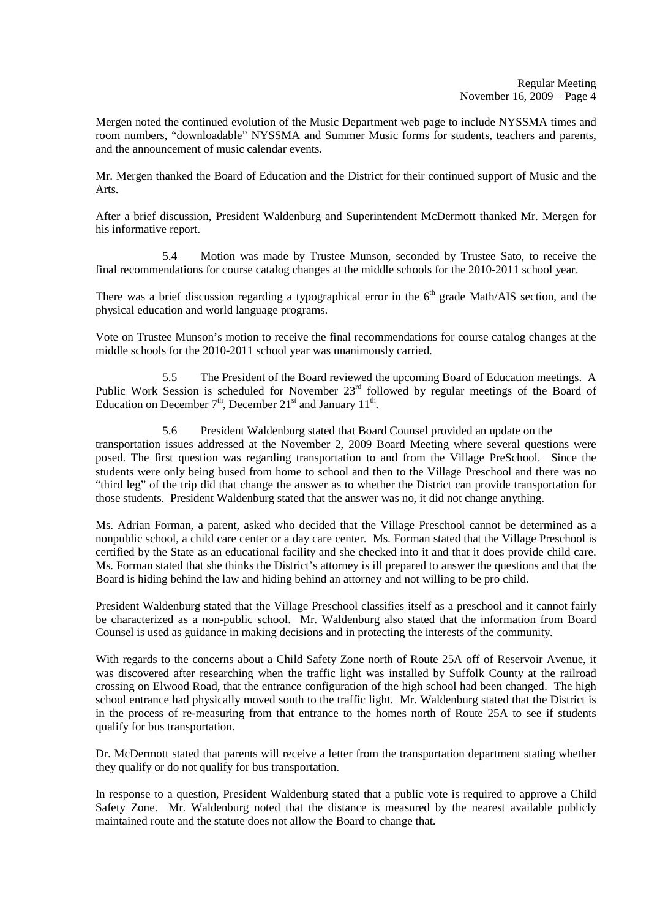Mergen noted the continued evolution of the Music Department web page to include NYSSMA times and room numbers, "downloadable" NYSSMA and Summer Music forms for students, teachers and parents, and the announcement of music calendar events.

Mr. Mergen thanked the Board of Education and the District for their continued support of Music and the Arts.

After a brief discussion, President Waldenburg and Superintendent McDermott thanked Mr. Mergen for his informative report.

5.4 Motion was made by Trustee Munson, seconded by Trustee Sato, to receive the final recommendations for course catalog changes at the middle schools for the 2010-2011 school year.

There was a brief discussion regarding a typographical error in the 6th grade Math/AIS section, and the physical education and world language programs.

Vote on Trustee Munson's motion to receive the final recommendations for course catalog changes at the middle schools for the 2010-2011 school year was unanimously carried.

5.5 The President of the Board reviewed the upcoming Board of Education meetings. A Public Work Session is scheduled for November 23rd followed by regular meetings of the Board of Education on December 7th, December 21st and January 11th.

5.6 President Waldenburg stated that Board Counsel provided an update on the transportation issues addressed at the November 2, 2009 Board Meeting where several questions were posed. The first question was regarding transportation to and from the Village PreSchool. Since the students were only being bused from home to school and then to the Village Preschool and there was no "third leg" of the trip did that change the answer as to whether the District can provide transportation for those students. President Waldenburg stated that the answer was no, it did not change anything.

Ms. Adrian Forman, a parent, asked who decided that the Village Preschool cannot be determined as a nonpublic school, a child care center or a day care center. Ms. Forman stated that the Village Preschool is certified by the State as an educational facility and she checked into it and that it does provide child care. Ms. Forman stated that she thinks the District's attorney is ill prepared to answer the questions and that the Board is hiding behind the law and hiding behind an attorney and not willing to be pro child.

President Waldenburg stated that the Village Preschool classifies itself as a preschool and it cannot fairly be characterized as a non-public school. Mr. Waldenburg also stated that the information from Board Counsel is used as guidance in making decisions and in protecting the interests of the community.

With regards to the concerns about a Child Safety Zone north of Route 25A off of Reservoir Avenue, it was discovered after researching when the traffic light was installed by Suffolk County at the railroad crossing on Elwood Road, that the entrance configuration of the high school had been changed. The high school entrance had physically moved south to the traffic light. Mr. Waldenburg stated that the District is in the process of re-measuring from that entrance to the homes north of Route 25A to see if students qualify for bus transportation.

Dr. McDermott stated that parents will receive a letter from the transportation department stating whether they qualify or do not qualify for bus transportation.

In response to a question, President Waldenburg stated that a public vote is required to approve a Child Safety Zone. Mr. Waldenburg noted that the distance is measured by the nearest available publicly maintained route and the statute does not allow the Board to change that.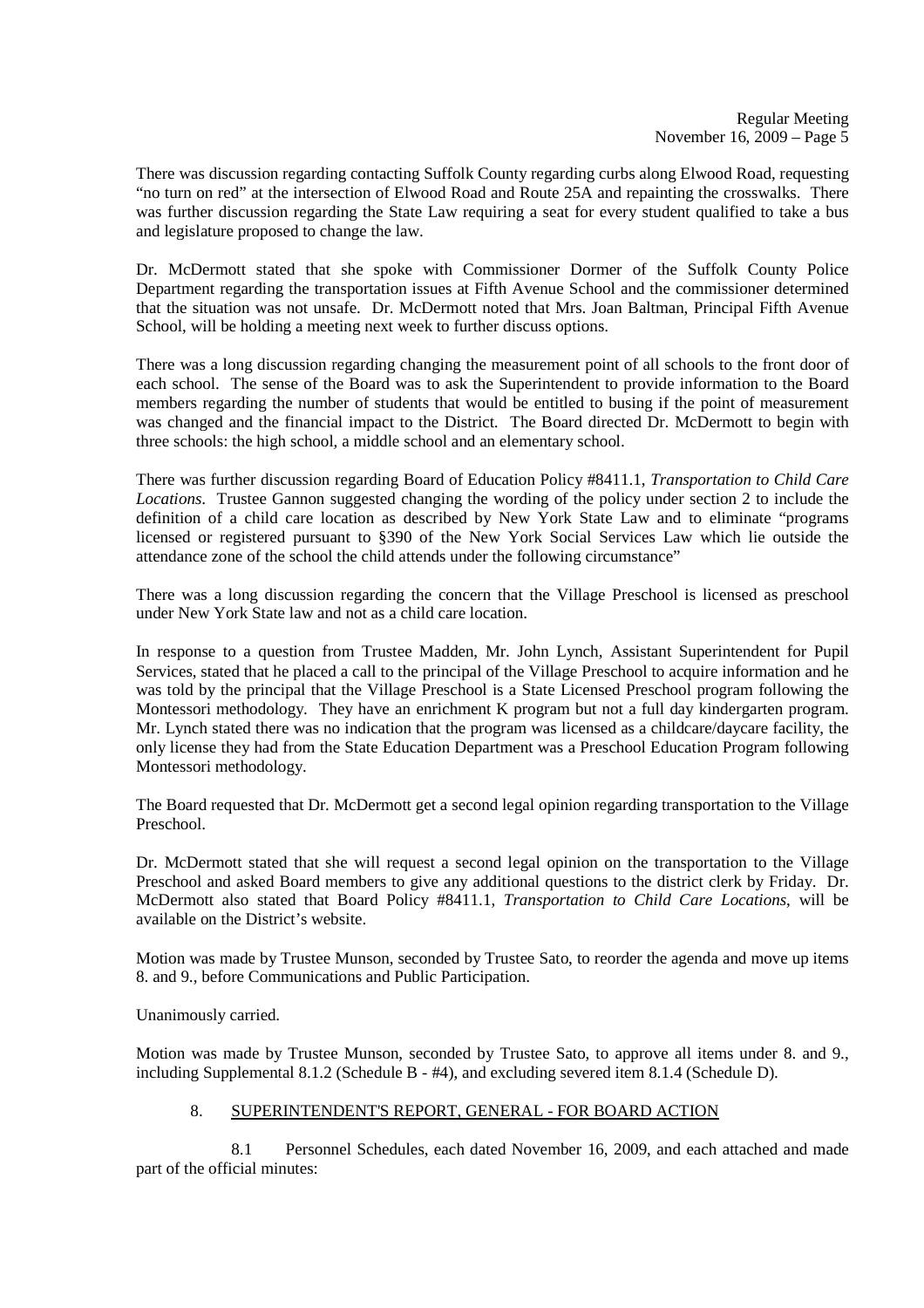There was discussion regarding contacting Suffolk County regarding curbs along Elwood Road, requesting "no turn on red" at the intersection of Elwood Road and Route 25A and repainting the crosswalks. There was further discussion regarding the State Law requiring a seat for every student qualified to take a bus and legislature proposed to change the law.

Dr. McDermott stated that she spoke with Commissioner Dormer of the Suffolk County Police Department regarding the transportation issues at Fifth Avenue School and the commissioner determined that the situation was not unsafe. Dr. McDermott noted that Mrs. Joan Baltman, Principal Fifth Avenue School, will be holding a meeting next week to further discuss options.

There was a long discussion regarding changing the measurement point of all schools to the front door of each school. The sense of the Board was to ask the Superintendent to provide information to the Board members regarding the number of students that would be entitled to busing if the point of measurement was changed and the financial impact to the District. The Board directed Dr. McDermott to begin with three schools: the high school, a middle school and an elementary school.

There was further discussion regarding Board of Education Policy #8411.1, *Transportation to Child Care Locations*. Trustee Gannon suggested changing the wording of the policy under section 2 to include the definition of a child care location as described by New York State Law and to eliminate "programs licensed or registered pursuant to §390 of the New York Social Services Law which lie outside the attendance zone of the school the child attends under the following circumstance"

There was a long discussion regarding the concern that the Village Preschool is licensed as preschool under New York State law and not as a child care location.

In response to a question from Trustee Madden, Mr. John Lynch, Assistant Superintendent for Pupil Services, stated that he placed a call to the principal of the Village Preschool to acquire information and he was told by the principal that the Village Preschool is a State Licensed Preschool program following the Montessori methodology. They have an enrichment K program but not a full day kindergarten program. Mr. Lynch stated there was no indication that the program was licensed as a childcare/daycare facility, the only license they had from the State Education Department was a Preschool Education Program following Montessori methodology.

The Board requested that Dr. McDermott get a second legal opinion regarding transportation to the Village Preschool.

Dr. McDermott stated that she will request a second legal opinion on the transportation to the Village Preschool and asked Board members to give any additional questions to the district clerk by Friday. Dr. McDermott also stated that Board Policy #8411.1, *Transportation to Child Care Locations*, will be available on the District's website.

Motion was made by Trustee Munson, seconded by Trustee Sato, to reorder the agenda and move up items 8. and 9., before Communications and Public Participation.

Unanimously carried.

Motion was made by Trustee Munson, seconded by Trustee Sato, to approve all items under 8. and 9., including Supplemental 8.1.2 (Schedule B - #4), and excluding severed item 8.1.4 (Schedule D).

8. SUPERINTENDENT'S REPORT, GENERAL - FOR BOARD ACTION

8.1 Personnel Schedules, each dated November 16, 2009, and each attached and made part of the official minutes: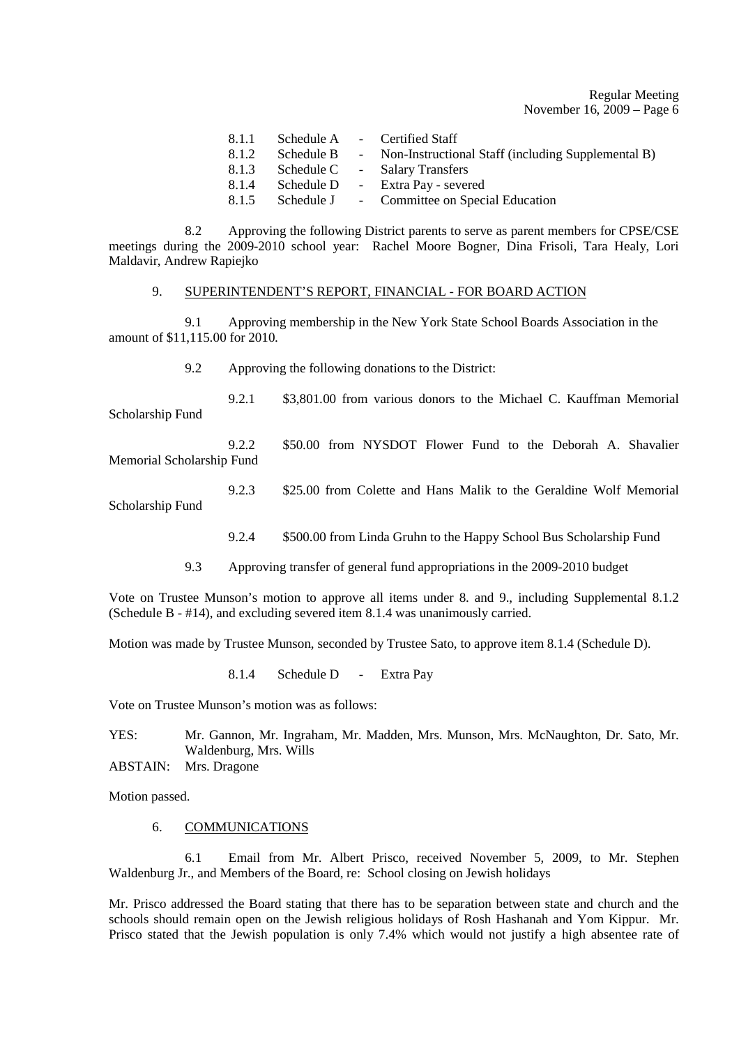8.1.1 Schedule A - Certified Staff
8.1.2 Schedule B - Non-Instructional Staff (including Supplemental B)
8.1.3 Schedule C - Salary Transfers
8.1.4 Schedule D - Extra Pay - severed
8.1.5 Schedule J - Committee on Special Education

8.2 Approving the following District parents to serve as parent members for CPSE/CSE meetings during the 2009-2010 school year: Rachel Moore Bogner, Dina Frisoli, Tara Healy, Lori Maldavir, Andrew Rapiejko

9. SUPERINTENDENT'S REPORT, FINANCIAL - FOR BOARD ACTION

9.1 Approving membership in the New York State School Boards Association in the amount of $11,115.00 for 2010.

9.2 Approving the following donations to the District:

9.2.1 $3,801.00 from various donors to the Michael C. Kauffman Memorial Scholarship Fund

9.2.2 $50.00 from NYSDOT Flower Fund to the Deborah A. Shavalier Memorial Scholarship Fund

9.2.3 $25.00 from Colette and Hans Malik to the Geraldine Wolf Memorial Scholarship Fund

9.2.4 $500.00 from Linda Gruhn to the Happy School Bus Scholarship Fund

9.3 Approving transfer of general fund appropriations in the 2009-2010 budget

Vote on Trustee Munson's motion to approve all items under 8. and 9., including Supplemental 8.1.2 (Schedule B - #14), and excluding severed item 8.1.4 was unanimously carried.

Motion was made by Trustee Munson, seconded by Trustee Sato, to approve item 8.1.4 (Schedule D).

8.1.4 Schedule D - Extra Pay

Vote on Trustee Munson's motion was as follows:

YES: Mr. Gannon, Mr. Ingraham, Mr. Madden, Mrs. Munson, Mrs. McNaughton, Dr. Sato, Mr. Waldenburg, Mrs. Wills
ABSTAIN: Mrs. Dragone

Motion passed.

6. COMMUNICATIONS

6.1 Email from Mr. Albert Prisco, received November 5, 2009, to Mr. Stephen Waldenburg Jr., and Members of the Board, re: School closing on Jewish holidays

Mr. Prisco addressed the Board stating that there has to be separation between state and church and the schools should remain open on the Jewish religious holidays of Rosh Hashanah and Yom Kippur. Mr. Prisco stated that the Jewish population is only 7.4% which would not justify a high absentee rate of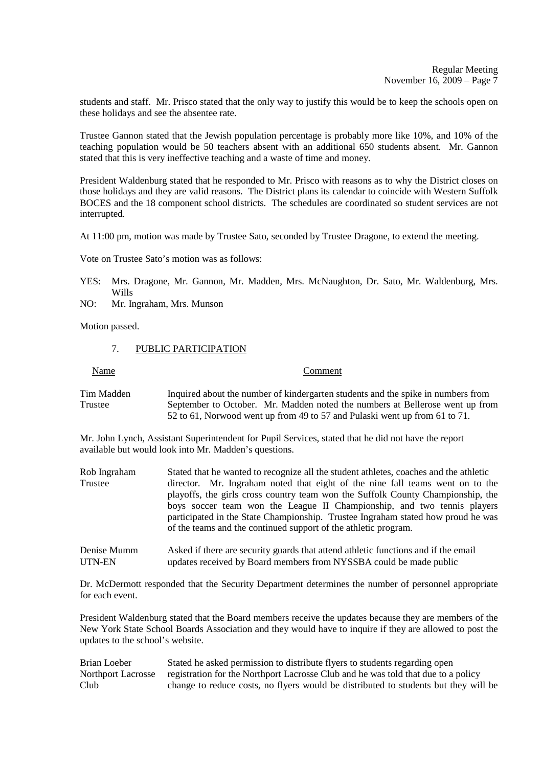students and staff. Mr. Prisco stated that the only way to justify this would be to keep the schools open on these holidays and see the absentee rate.

Trustee Gannon stated that the Jewish population percentage is probably more like 10%, and 10% of the teaching population would be 50 teachers absent with an additional 650 students absent. Mr. Gannon stated that this is very ineffective teaching and a waste of time and money.

President Waldenburg stated that he responded to Mr. Prisco with reasons as to why the District closes on those holidays and they are valid reasons. The District plans its calendar to coincide with Western Suffolk BOCES and the 18 component school districts. The schedules are coordinated so student services are not interrupted.

At 11:00 pm, motion was made by Trustee Sato, seconded by Trustee Dragone, to extend the meeting.

Vote on Trustee Sato's motion was as follows:

YES: Mrs. Dragone, Mr. Gannon, Mr. Madden, Mrs. McNaughton, Dr. Sato, Mr. Waldenburg, Mrs. Wills
NO: Mr. Ingraham, Mrs. Munson

Motion passed.

7. PUBLIC PARTICIPATION

| Name | Comment |
|---|---|
| Tim Madden<br>Trustee | Inquired about the number of kindergarten students and the spike in numbers from September to October. Mr. Madden noted the numbers at Bellerose went up from 52 to 61, Norwood went up from 49 to 57 and Pulaski went up from 61 to 71. |

Mr. John Lynch, Assistant Superintendent for Pupil Services, stated that he did not have the report available but would look into Mr. Madden's questions.

| | |
|---|---|
| Rob Ingraham<br>Trustee | Stated that he wanted to recognize all the student athletes, coaches and the athletic director. Mr. Ingraham noted that eight of the nine fall teams went on to the playoffs, the girls cross country team won the Suffolk County Championship, the boys soccer team won the League II Championship, and two tennis players participated in the State Championship. Trustee Ingraham stated how proud he was of the teams and the continued support of the athletic program. |
| Denise Mumm<br>UTN-EN | Asked if there are security guards that attend athletic functions and if the email updates received by Board members from NYSSBA could be made public |

Dr. McDermott responded that the Security Department determines the number of personnel appropriate for each event.

President Waldenburg stated that the Board members receive the updates because they are members of the New York State School Boards Association and they would have to inquire if they are allowed to post the updates to the school's website.

| | |
|---|---|
| Brian Loeber<br>Northport Lacrosse Club | Stated he asked permission to distribute flyers to students regarding open registration for the Northport Lacrosse Club and he was told that due to a policy change to reduce costs, no flyers would be distributed to students but they will be |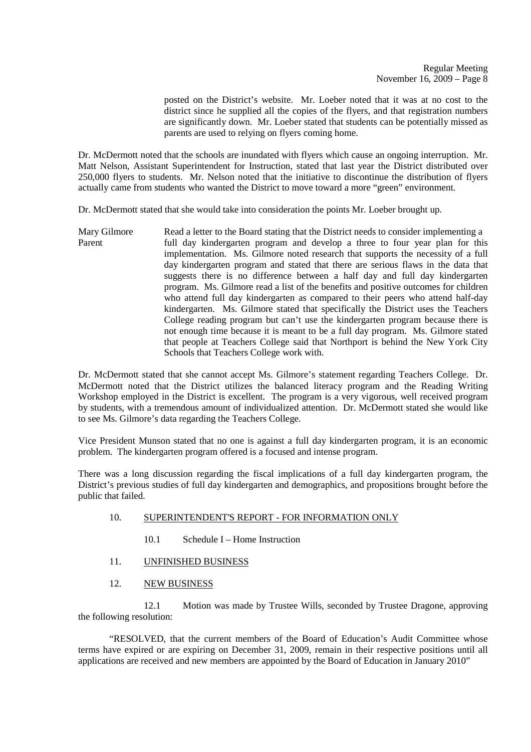posted on the District's website. Mr. Loeber noted that it was at no cost to the district since he supplied all the copies of the flyers, and that registration numbers are significantly down. Mr. Loeber stated that students can be potentially missed as parents are used to relying on flyers coming home.

Dr. McDermott noted that the schools are inundated with flyers which cause an ongoing interruption. Mr. Matt Nelson, Assistant Superintendent for Instruction, stated that last year the District distributed over 250,000 flyers to students. Mr. Nelson noted that the initiative to discontinue the distribution of flyers actually came from students who wanted the District to move toward a more "green" environment.

Dr. McDermott stated that she would take into consideration the points Mr. Loeber brought up.

Mary Gilmore
Parent

Read a letter to the Board stating that the District needs to consider implementing a full day kindergarten program and develop a three to four year plan for this implementation. Ms. Gilmore noted research that supports the necessity of a full day kindergarten program and stated that there are serious flaws in the data that suggests there is no difference between a half day and full day kindergarten program. Ms. Gilmore read a list of the benefits and positive outcomes for children who attend full day kindergarten as compared to their peers who attend half-day kindergarten. Ms. Gilmore stated that specifically the District uses the Teachers College reading program but can't use the kindergarten program because there is not enough time because it is meant to be a full day program. Ms. Gilmore stated that people at Teachers College said that Northport is behind the New York City Schools that Teachers College work with.

Dr. McDermott stated that she cannot accept Ms. Gilmore's statement regarding Teachers College. Dr. McDermott noted that the District utilizes the balanced literacy program and the Reading Writing Workshop employed in the District is excellent. The program is a very vigorous, well received program by students, with a tremendous amount of individualized attention. Dr. McDermott stated she would like to see Ms. Gilmore's data regarding the Teachers College.

Vice President Munson stated that no one is against a full day kindergarten program, it is an economic problem. The kindergarten program offered is a focused and intense program.

There was a long discussion regarding the fiscal implications of a full day kindergarten program, the District's previous studies of full day kindergarten and demographics, and propositions brought before the public that failed.

10. SUPERINTENDENT'S REPORT - FOR INFORMATION ONLY

10.1 Schedule I – Home Instruction

11. UNFINISHED BUSINESS

12. NEW BUSINESS

12.1 Motion was made by Trustee Wills, seconded by Trustee Dragone, approving the following resolution:

"RESOLVED, that the current members of the Board of Education's Audit Committee whose terms have expired or are expiring on December 31, 2009, remain in their respective positions until all applications are received and new members are appointed by the Board of Education in January 2010"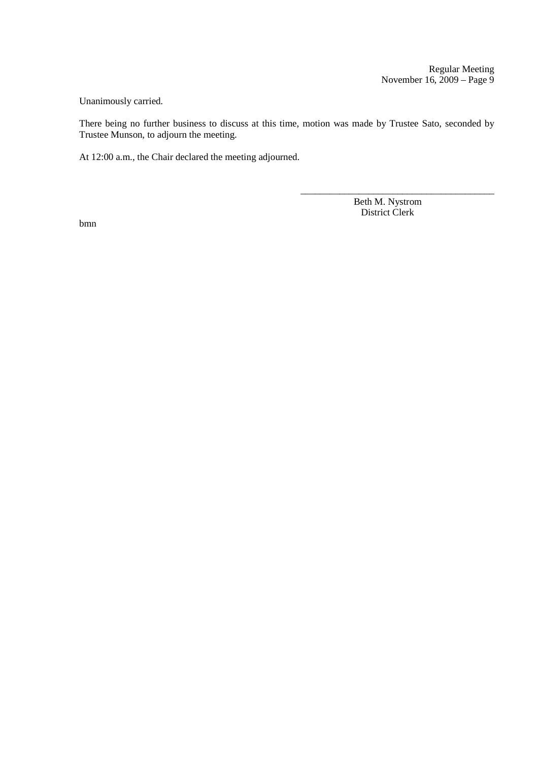Unanimously carried.

There being no further business to discuss at this time, motion was made by Trustee Sato, seconded by Trustee Munson, to adjourn the meeting.

At 12:00 a.m., the Chair declared the meeting adjourned.

\_\_\_\_\_\_\_\_\_\_\_\_\_\_\_\_\_\_\_\_\_\_\_\_\_\_\_\_\_\_\_\_\_\_\_\_\_\_\_\_

Beth M. Nystrom
District Clerk

bmn